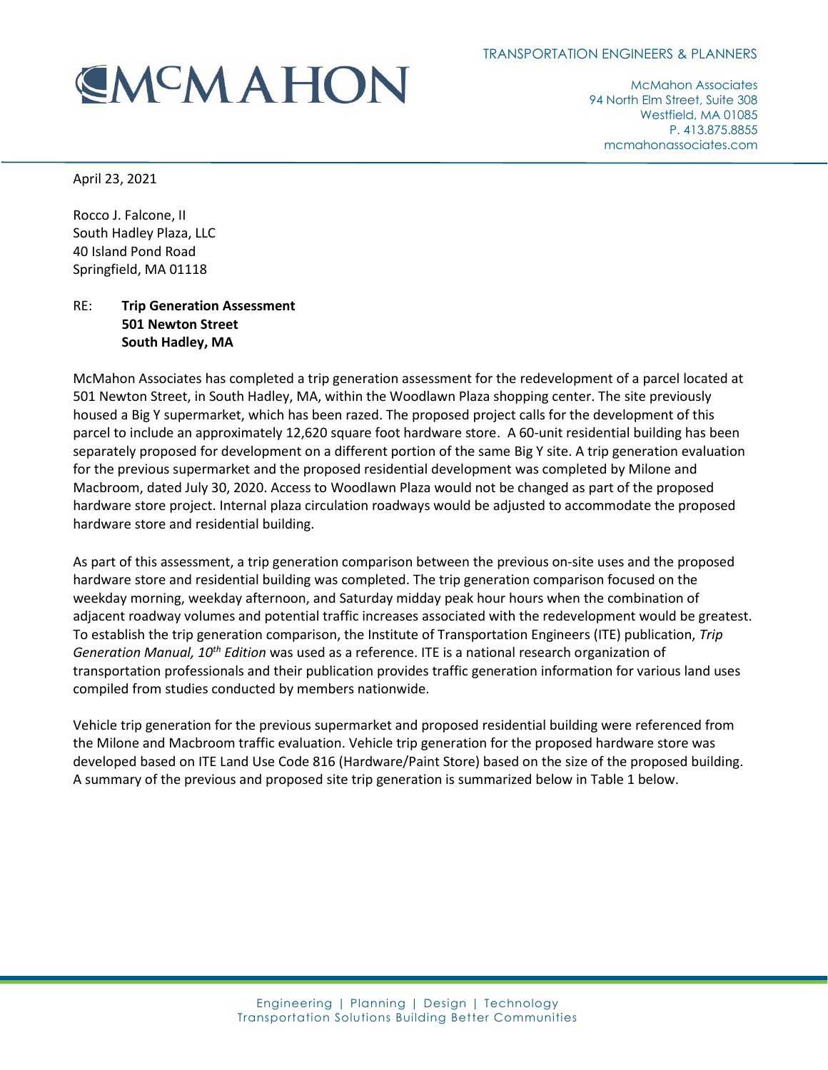McMahon Associates
94 North Elm Street, Suite 308
Westfield, MA 01085
P. 413.875.8855
mcmahonassociates.com

April 23, 2021

Rocco J. Falcone, II
South Hadley Plaza, LLC
40 Island Pond Road
Springfield, MA 01118

RE: **Trip Generation Assessment**
**501 Newton Street**
**South Hadley, MA**

McMahon Associates has completed a trip generation assessment for the redevelopment of a parcel located at 501 Newton Street, in South Hadley, MA, within the Woodlawn Plaza shopping center. The site previously housed a Big Y supermarket, which has been razed. The proposed project calls for the development of this parcel to include an approximately 12,620 square foot hardware store. A 60-unit residential building has been separately proposed for development on a different portion of the same Big Y site. A trip generation evaluation for the previous supermarket and the proposed residential development was completed by Milone and Macbroom, dated July 30, 2020. Access to Woodlawn Plaza would not be changed as part of the proposed hardware store project. Internal plaza circulation roadways would be adjusted to accommodate the proposed hardware store and residential building.

As part of this assessment, a trip generation comparison between the previous on-site uses and the proposed hardware store and residential building was completed. The trip generation comparison focused on the weekday morning, weekday afternoon, and Saturday midday peak hour hours when the combination of adjacent roadway volumes and potential traffic increases associated with the redevelopment would be greatest. To establish the trip generation comparison, the Institute of Transportation Engineers (ITE) publication, *Trip Generation Manual, 10th Edition* was used as a reference. ITE is a national research organization of transportation professionals and their publication provides traffic generation information for various land uses compiled from studies conducted by members nationwide.

Vehicle trip generation for the previous supermarket and proposed residential building were referenced from the Milone and Macbroom traffic evaluation. Vehicle trip generation for the proposed hardware store was developed based on ITE Land Use Code 816 (Hardware/Paint Store) based on the size of the proposed building. A summary of the previous and proposed site trip generation is summarized below in Table 1 below.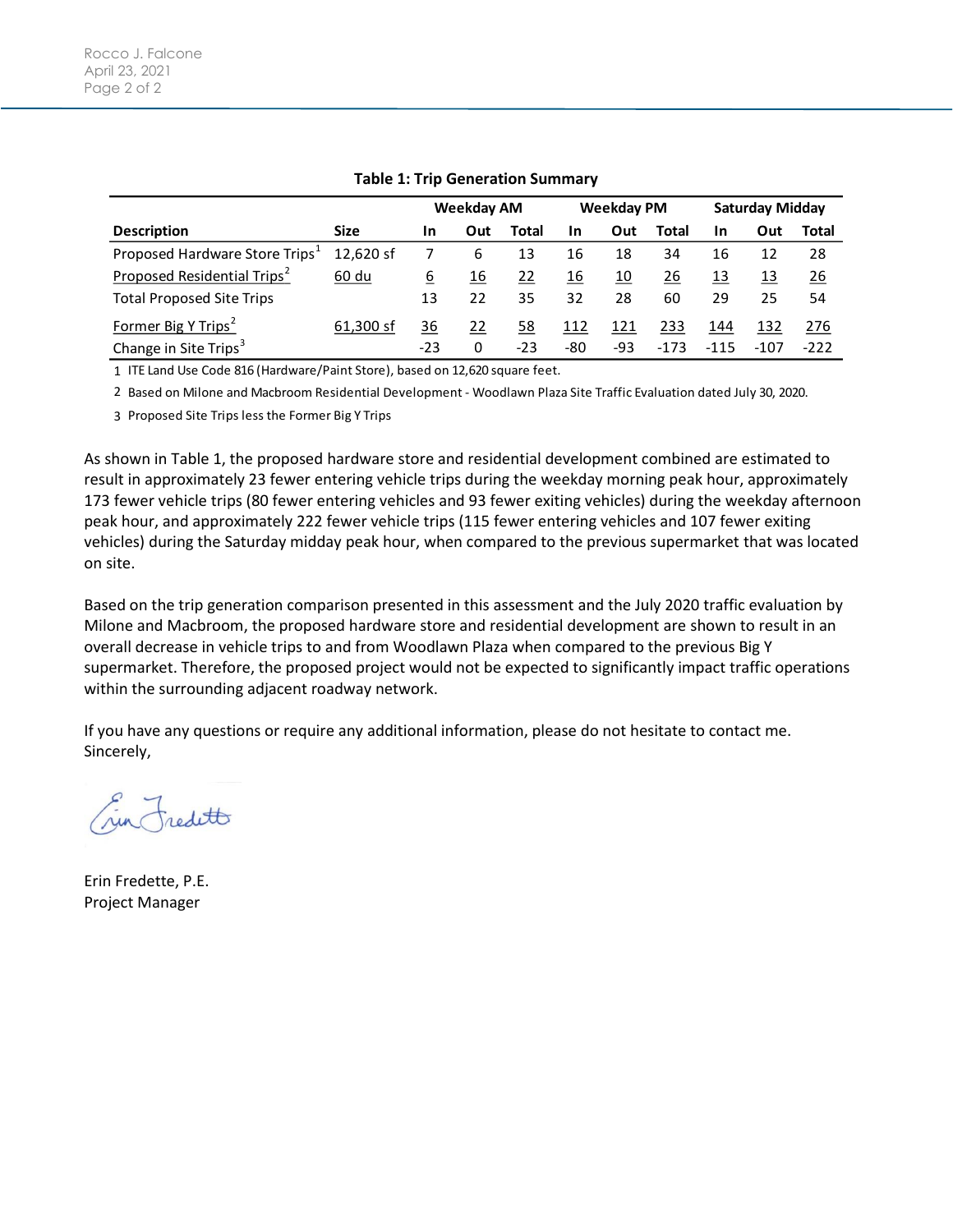**Table 1: Trip Generation Summary**

| | | Weekday AM | | | Weekday PM | | | Saturday Midday | | |
|---|---|---|---|---|---|---|---|---|---|---|
| **Description** | **Size** | **In** | **Out** | **Total** | **In** | **Out** | **Total** | **In** | **Out** | **Total** |
| Proposed Hardware Store Trips[1] | 12,620 sf | 7 | 6 | 13 | 16 | 18 | 34 | 16 | 12 | 28 |
| Proposed Residential Trips[2] | 60 du | 6 | 16 | 22 | 16 | 10 | 26 | 13 | 13 | 26 |
| Total Proposed Site Trips | | 13 | 22 | 35 | 32 | 28 | 60 | 29 | 25 | 54 |
| Former Big Y Trips[2] | 61,300 sf | 36 | 22 | 58 | 112 | 121 | 233 | 144 | 132 | 276 |
| Change in Site Trips[3] | | -23 | 0 | -23 | -80 | -93 | -173 | -115 | -107 | -222 |

1 ITE Land Use Code 816 (Hardware/Paint Store), based on 12,620 square feet.

2 Based on Milone and Macbroom Residential Development - Woodlawn Plaza Site Traffic Evaluation dated July 30, 2020.

3 Proposed Site Trips less the Former Big Y Trips

As shown in Table 1, the proposed hardware store and residential development combined are estimated to result in approximately 23 fewer entering vehicle trips during the weekday morning peak hour, approximately 173 fewer vehicle trips (80 fewer entering vehicles and 93 fewer exiting vehicles) during the weekday afternoon peak hour, and approximately 222 fewer vehicle trips (115 fewer entering vehicles and 107 fewer exiting vehicles) during the Saturday midday peak hour, when compared to the previous supermarket that was located on site.

Based on the trip generation comparison presented in this assessment and the July 2020 traffic evaluation by Milone and Macbroom, the proposed hardware store and residential development are shown to result in an overall decrease in vehicle trips to and from Woodlawn Plaza when compared to the previous Big Y supermarket. Therefore, the proposed project would not be expected to significantly impact traffic operations within the surrounding adjacent roadway network.

If you have any questions or require any additional information, please do not hesitate to contact me.
Sincerely,

Erin Fredette, P.E.
Project Manager